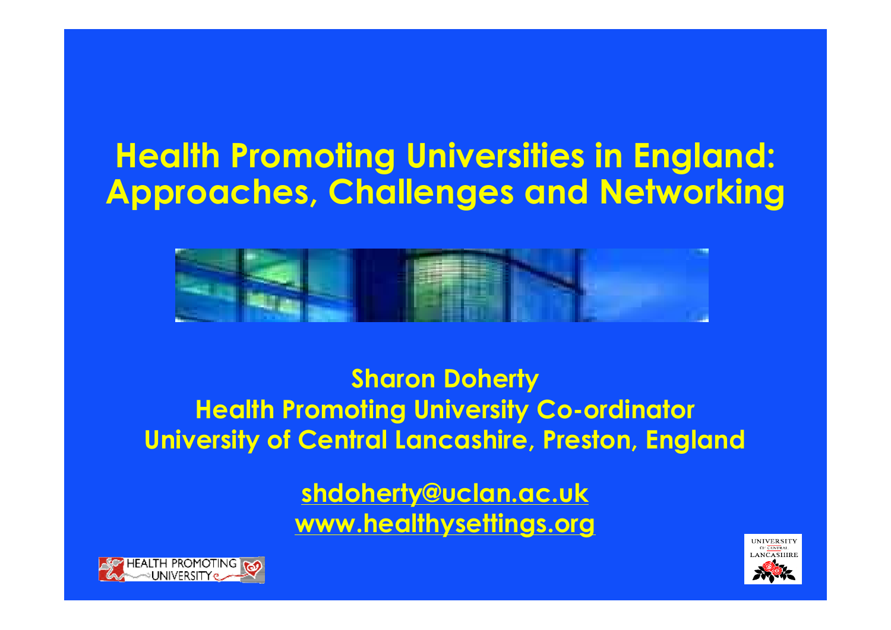# Health Promoting Universities in England: Approaches, Challenges and Networking

**Sharon Doherty**
**Health Promoting University Co-ordinator**
**University of Central Lancashire, Preston, England**

**shdoherty@uclan.ac.uk**
**www.healthysettings.org**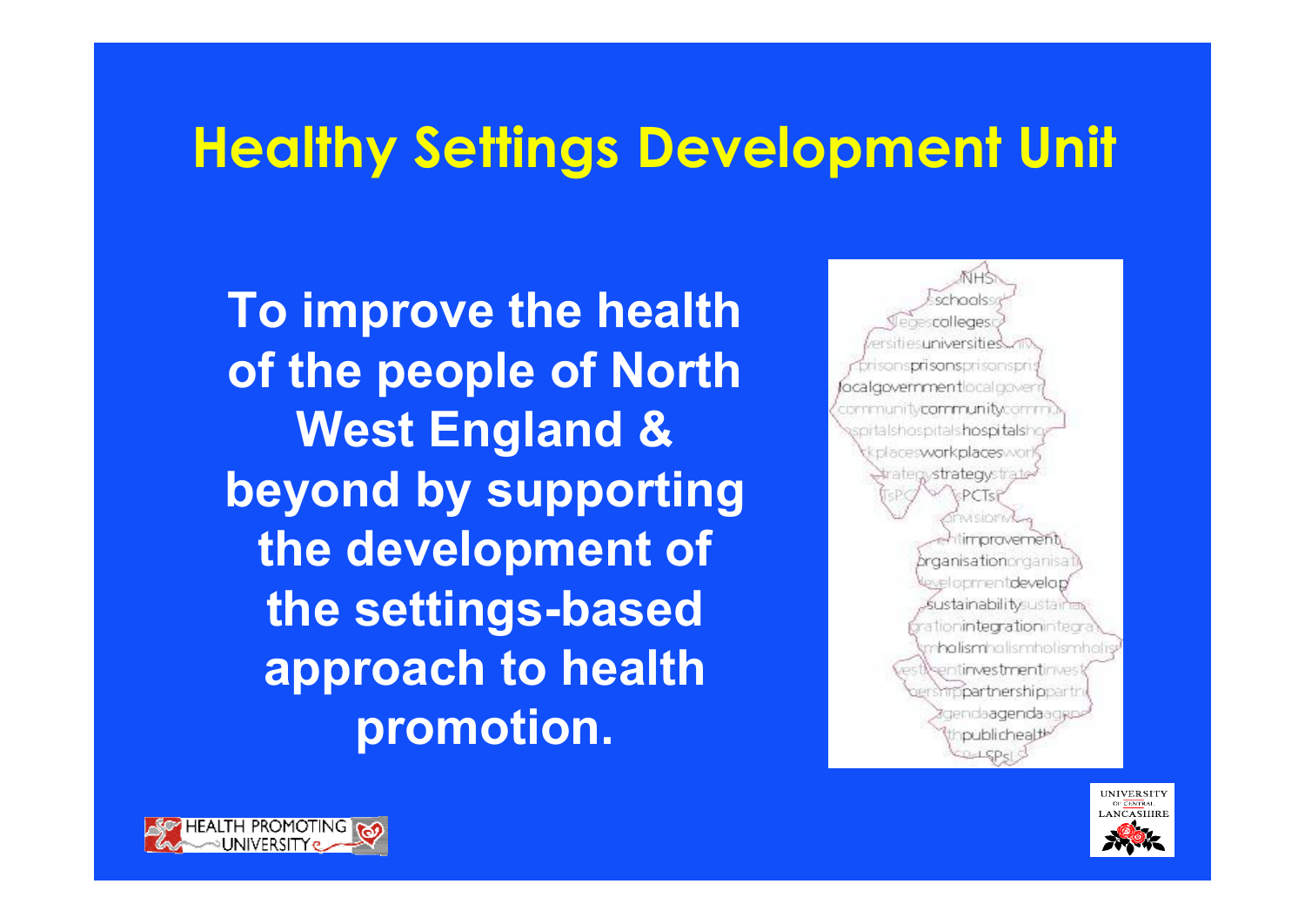# Healthy Settings Development Unit

**To improve the health of the people of North West England & beyond by supporting the development of the settings-based approach to health promotion.**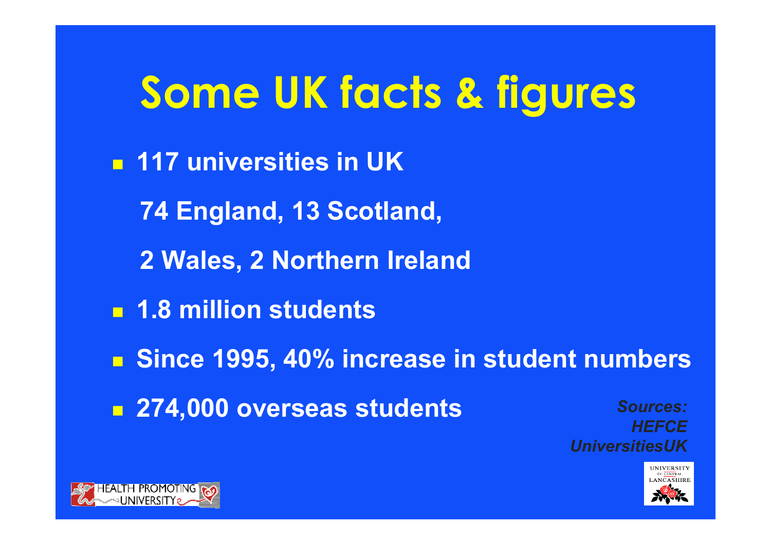# Some UK facts & figures

- **117 universities in UK**

  **74 England, 13 Scotland,**

  **2 Wales, 2 Northern Ireland**

- **1.8 million students**
- **Since 1995, 40% increase in student numbers**
- **274,000 overseas students**

***Sources: HEFCE UniversitiesUK***

HEALTH PROMOTING UNIVERSITY

UNIVERSITY OF CENTRAL LANCASHIRE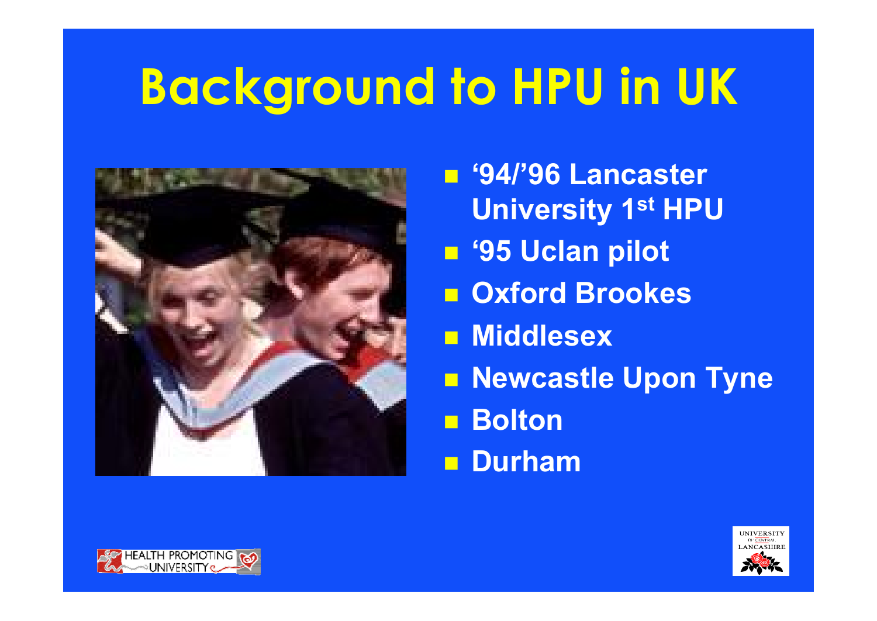# Background to HPU in UK

- '94/'96 Lancaster University 1st HPU
- '95 Uclan pilot
- Oxford Brookes
- Middlesex
- Newcastle Upon Tyne
- Bolton
- Durham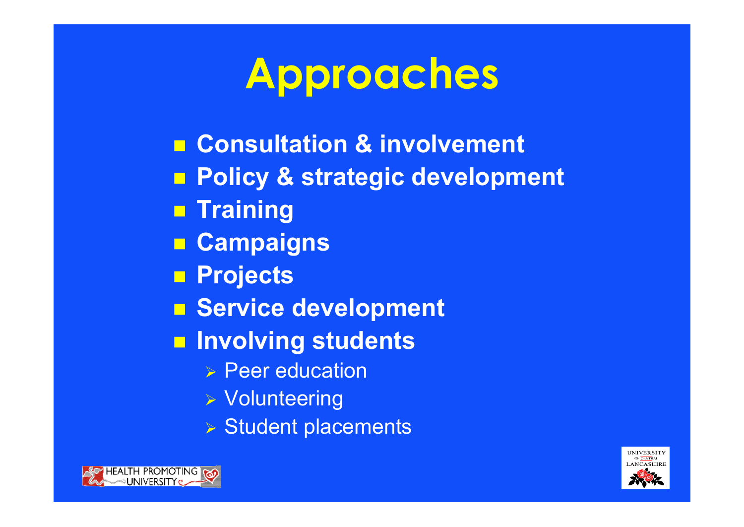# Approaches

- **Consultation & involvement**
- **Policy & strategic development**
- **Training**
- **Campaigns**
- **Projects**
- **Service development**
- **Involving students**
  - Peer education
  - Volunteering
  - Student placements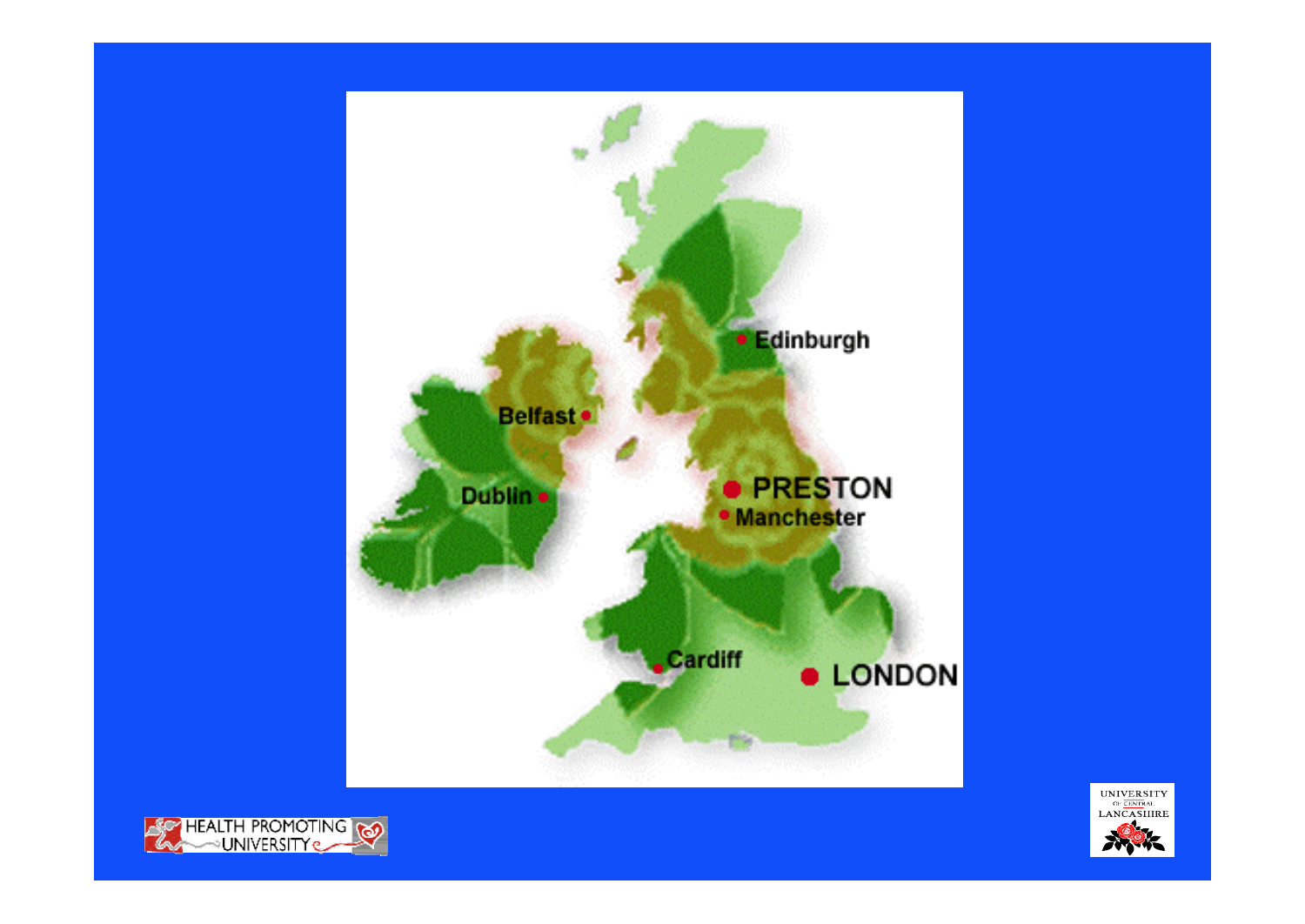Edinburgh

Belfast

Dublin

PRESTON

Manchester

Cardiff

LONDON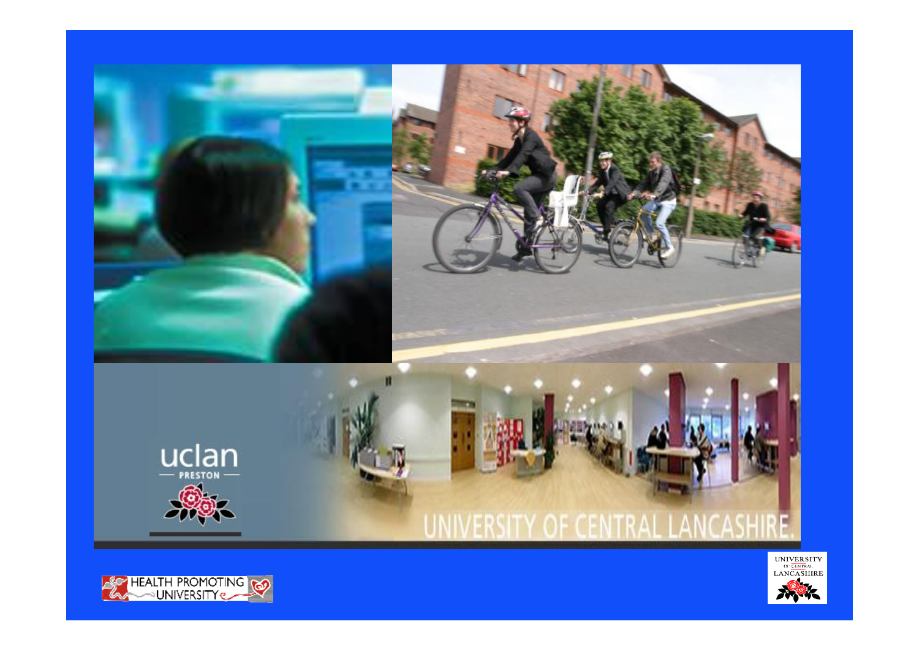uclan

PRESTON

UNIVERSITY OF CENTRAL LANCASHIRE.

HEALTH PROMOTING UNIVERSITY

UNIVERSITY OF CENTRAL LANCASHIRE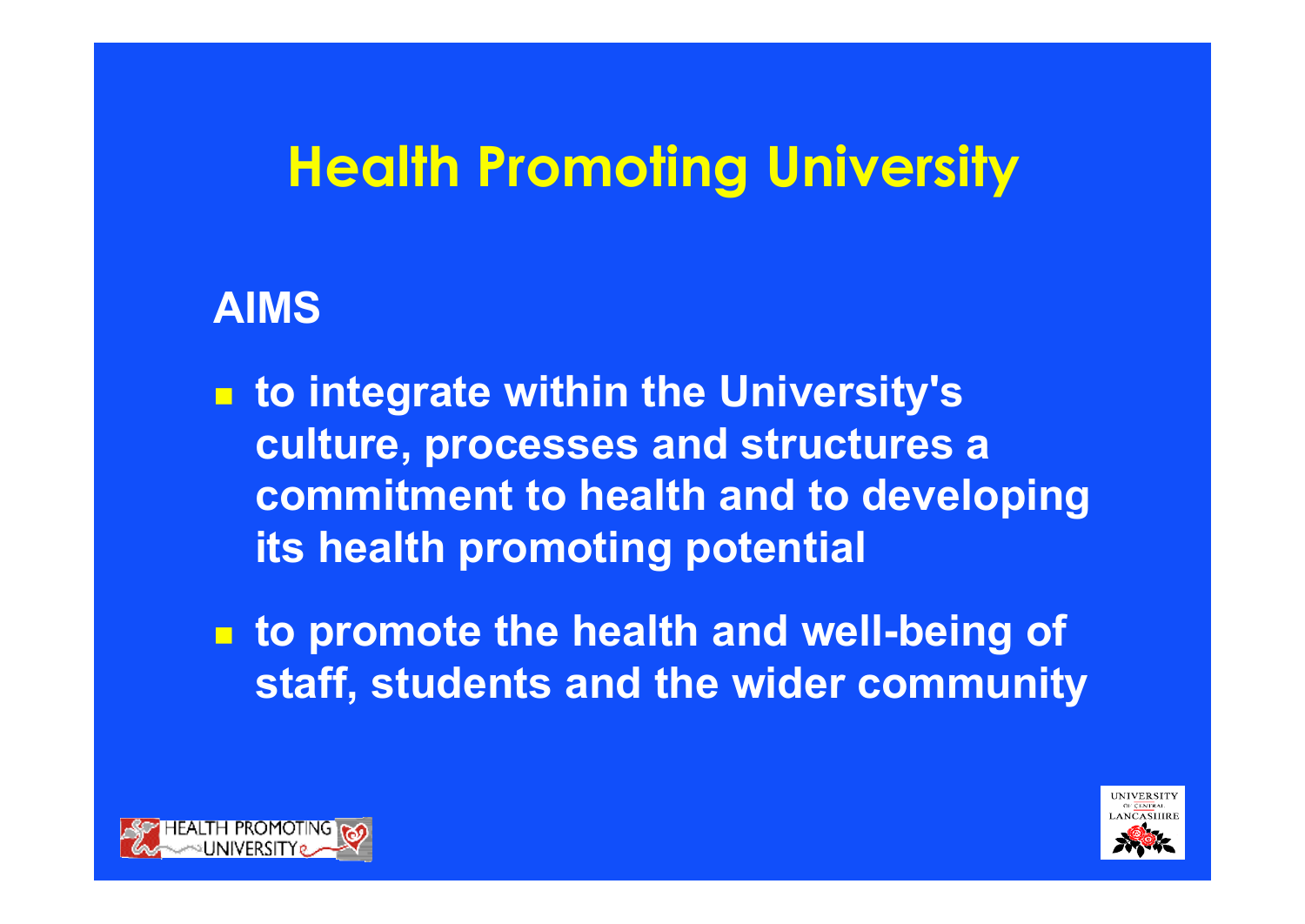# Health Promoting University

## AIMS

- to integrate within the University's culture, processes and structures a commitment to health and to developing its health promoting potential
- to promote the health and well-being of staff, students and the wider community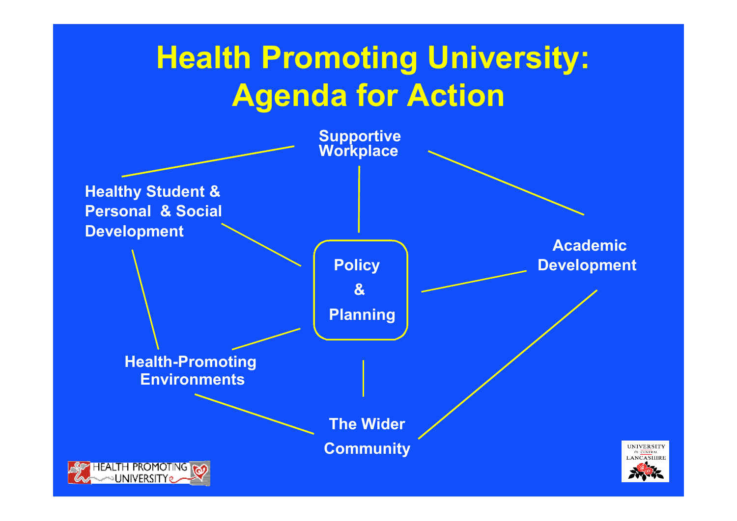# Health Promoting University: Agenda for Action

Supportive Workplace

Healthy Student & Personal & Social Development

Academic Development

Policy & Planning

Health-Promoting Environments

The Wider Community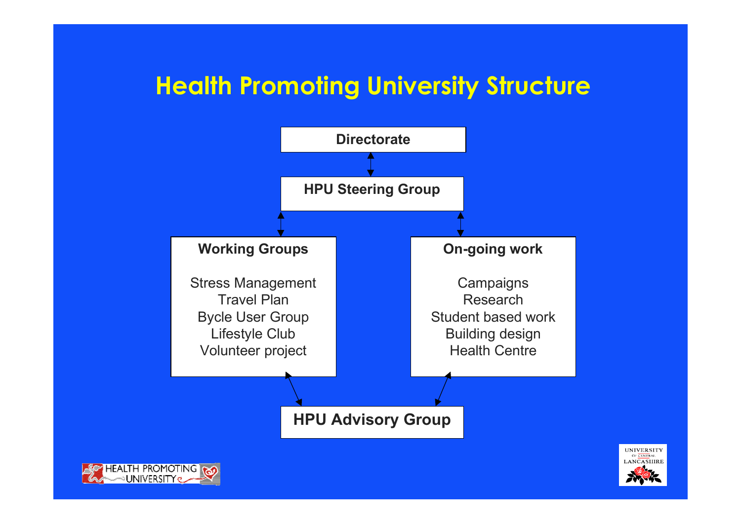# Health Promoting University Structure

**Directorate**

↕

**HPU Steering Group**

↕

**Working Groups**

- Stress Management
- Travel Plan
- Bycle User Group
- Lifestyle Club
- Volunteer project

**On-going work**

- Campaigns
- Research
- Student based work
- Building design
- Health Centre

↕

**HPU Advisory Group**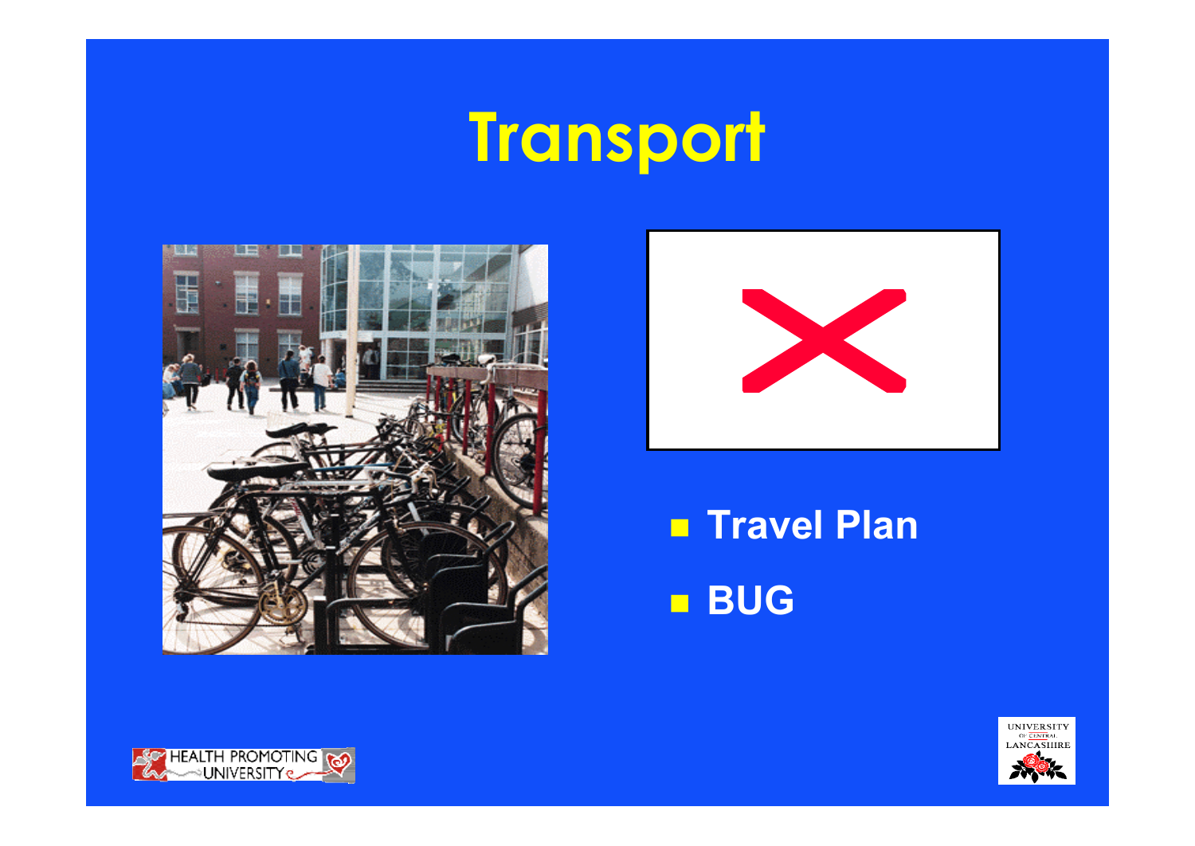# Transport

- Travel Plan
- BUG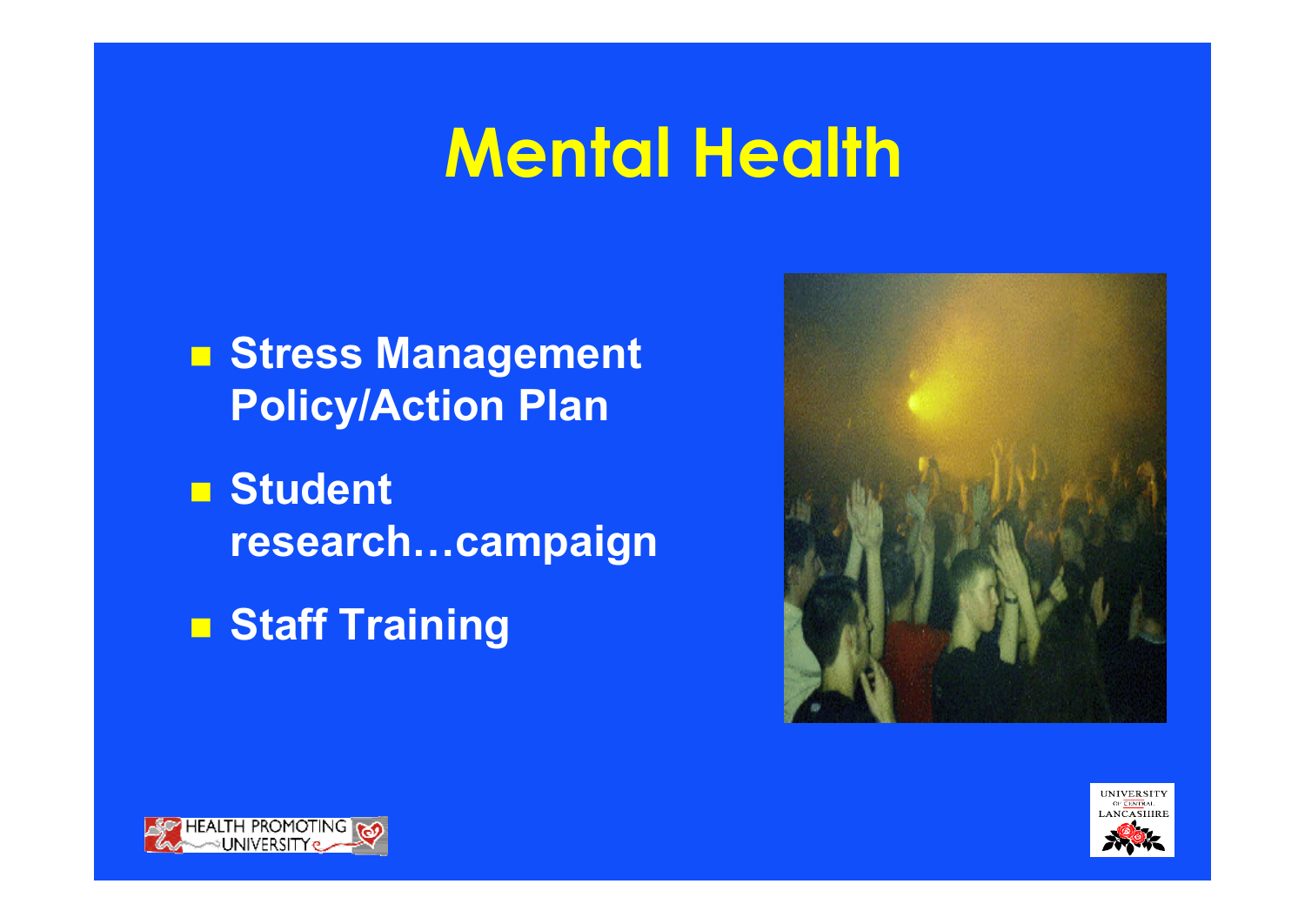# Mental Health

- Stress Management Policy/Action Plan
- Student research…campaign
- Staff Training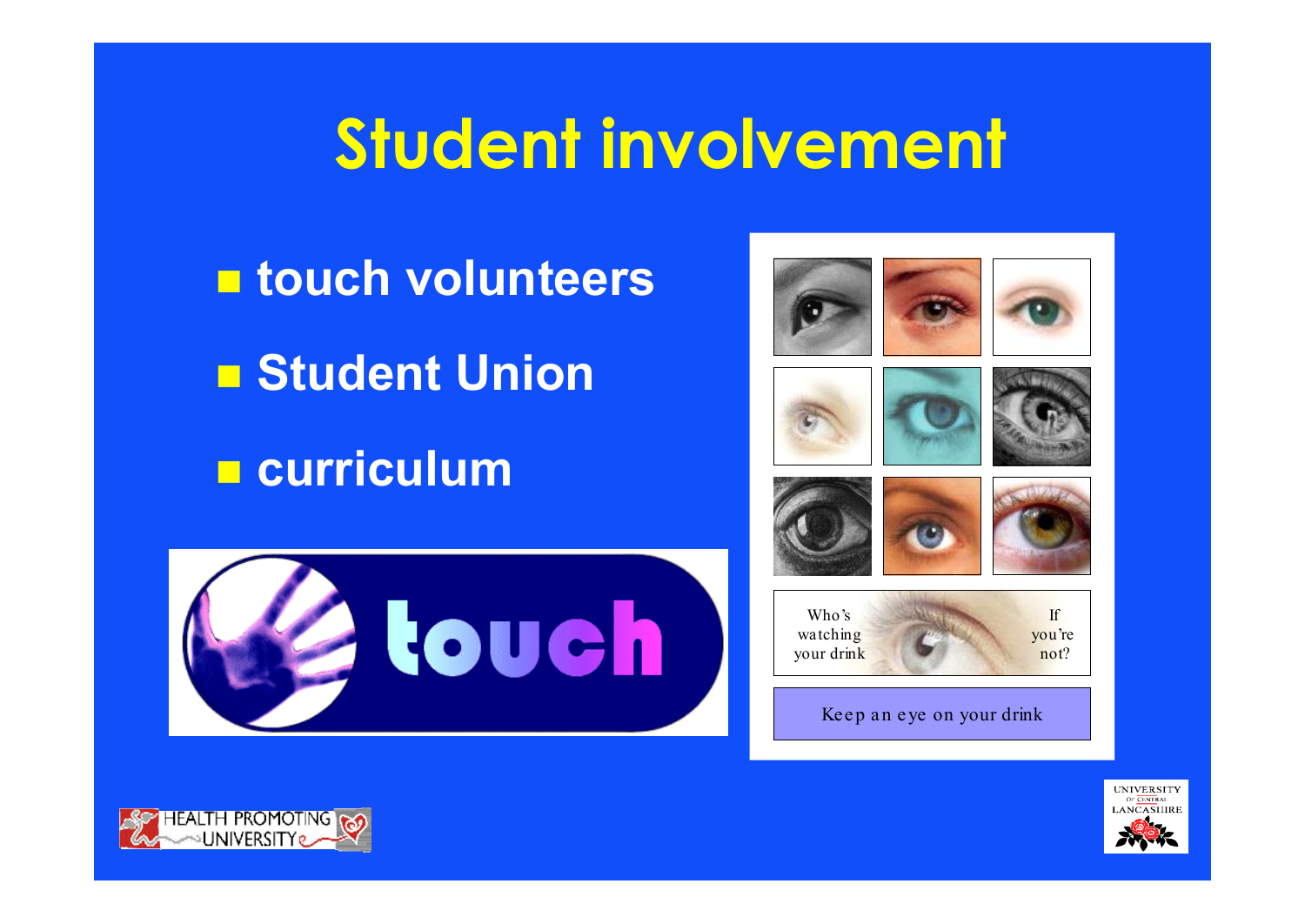# Student involvement

- touch volunteers
- Student Union
- curriculum

touch

Who's watching your drink If you're not?

Keep an eye on your drink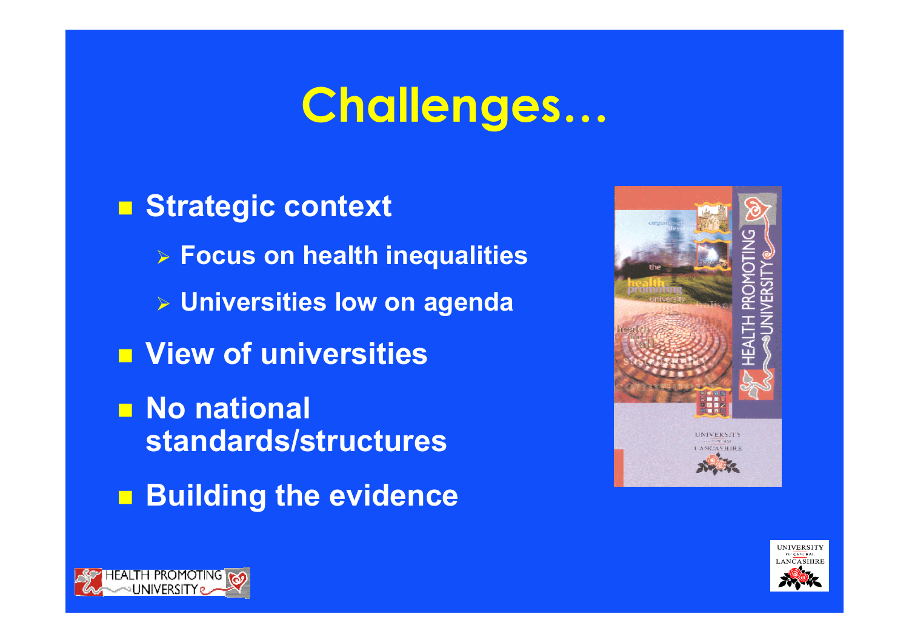# Challenges…

- **Strategic context**
  - **Focus on health inequalities**
  - **Universities low on agenda**
- **View of universities**
- **No national standards/structures**
- **Building the evidence**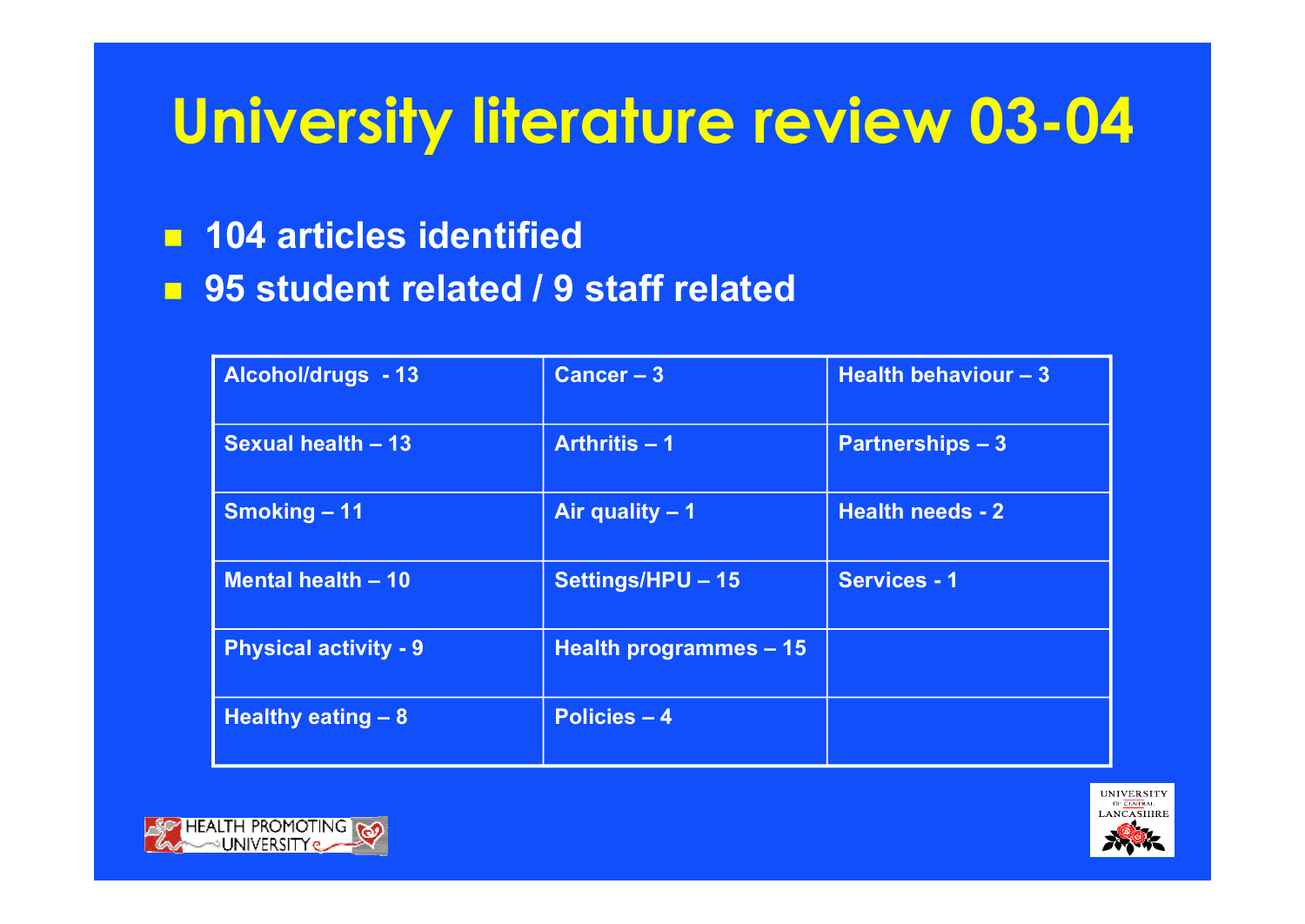# University literature review 03-04

- **104 articles identified**
- **95 student related / 9 staff related**

| | | |
|---|---|---|
| **Alcohol/drugs - 13** | **Cancer – 3** | **Health behaviour – 3** |
| **Sexual health – 13** | **Arthritis – 1** | **Partnerships – 3** |
| **Smoking – 11** | **Air quality – 1** | **Health needs - 2** |
| **Mental health – 10** | **Settings/HPU – 15** | **Services - 1** |
| **Physical activity - 9** | **Health programmes – 15** | |
| **Healthy eating – 8** | **Policies – 4** | |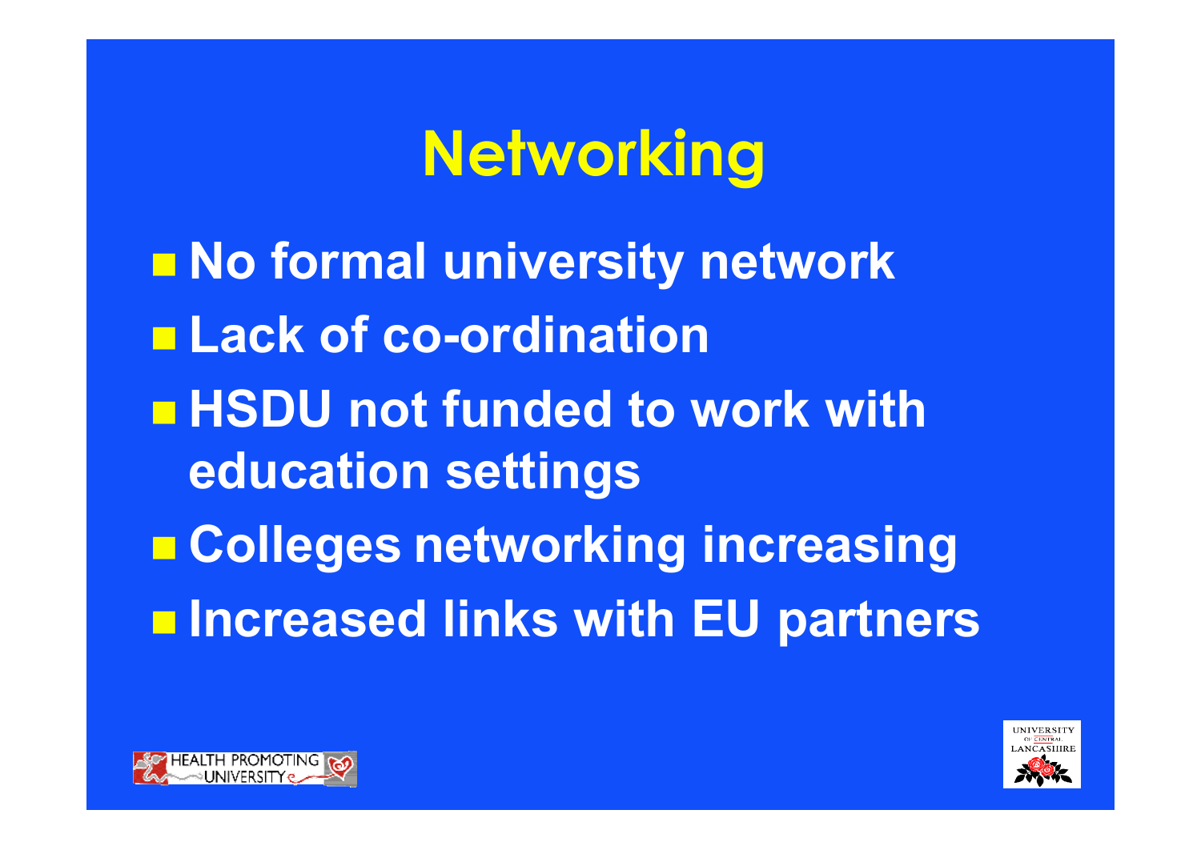# Networking

- No formal university network
- Lack of co-ordination
- HSDU not funded to work with education settings
- Colleges networking increasing
- Increased links with EU partners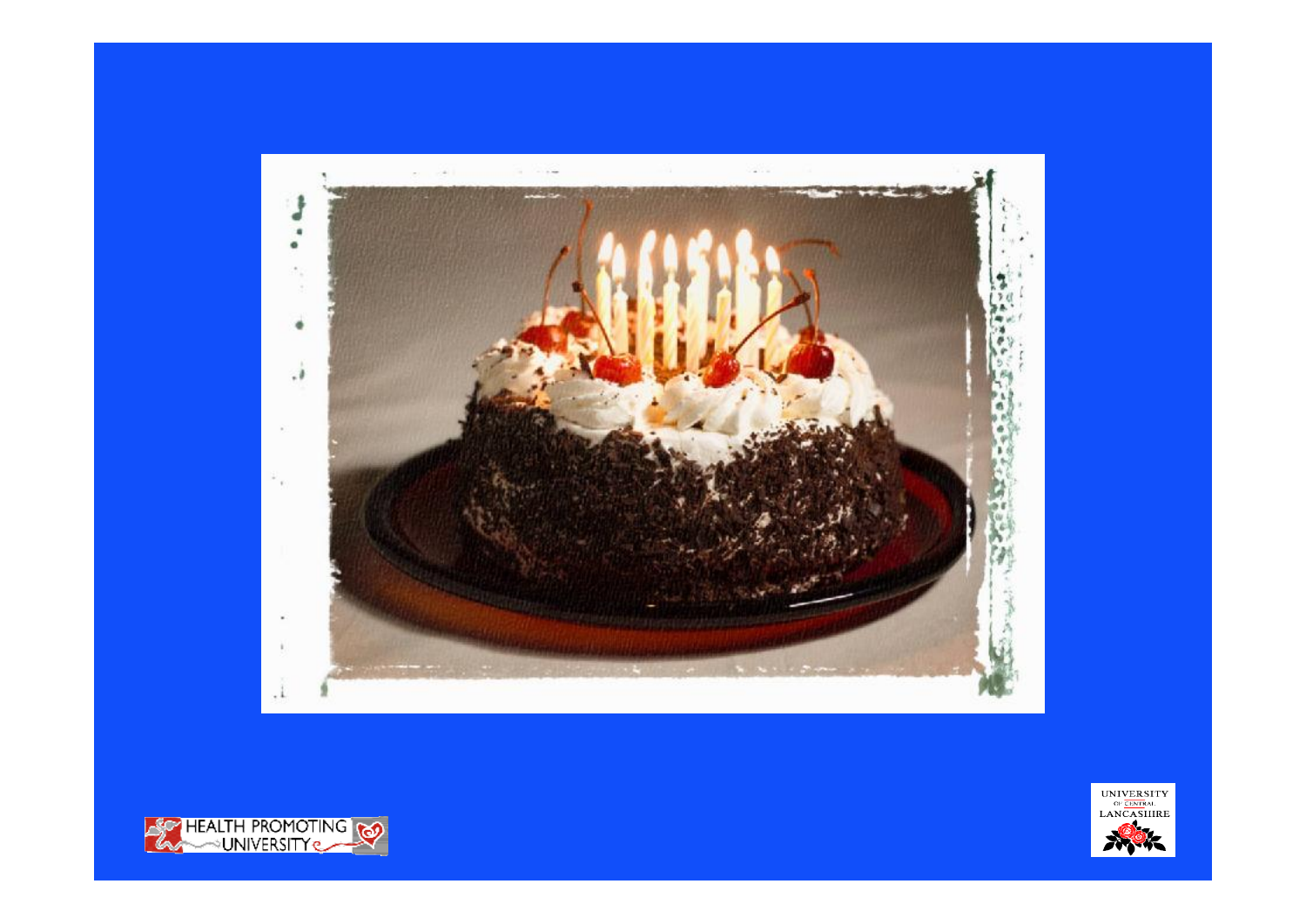HEALTH PROMOTING UNIVERSITY

UNIVERSITY OF CENTRAL LANCASHIRE